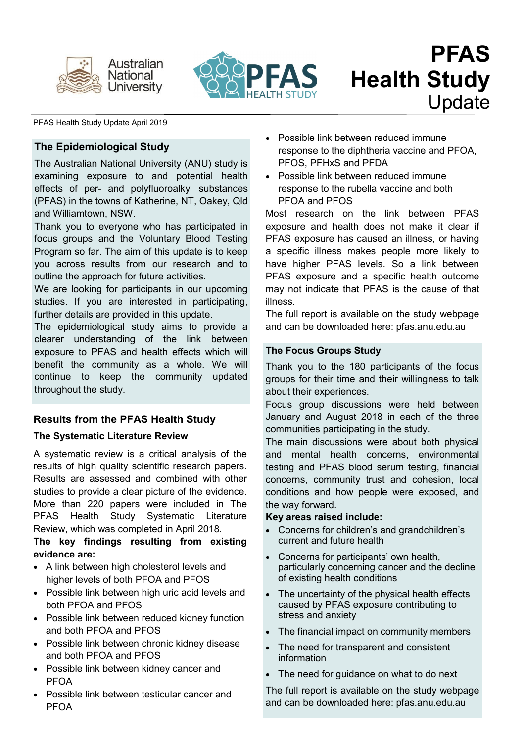# PFAS Health Study Update

PFAS Health Study Update April 2019

## The Epidemiological Study

The Australian National University (ANU) study is examining exposure to and potential health effects of per- and polyfluoroalkyl substances (PFAS) in the towns of Katherine, NT, Oakey, Qld and Williamtown, NSW.

Thank you to everyone who has participated in focus groups and the Voluntary Blood Testing Program so far. The aim of this update is to keep you across results from our research and to outline the approach for future activities.

We are looking for participants in our upcoming studies. If you are interested in participating, further details are provided in this update.

The epidemiological study aims to provide a clearer understanding of the link between exposure to PFAS and health effects which will benefit the community as a whole. We will continue to keep the community updated throughout the study.

## Results from the PFAS Health Study

### The Systematic Literature Review

A systematic review is a critical analysis of the results of high quality scientific research papers. Results are assessed and combined with other studies to provide a clear picture of the evidence. More than 220 papers were included in The PFAS Health Study Systematic Literature Review, which was completed in April 2018.

**The key findings resulting from existing evidence are:**

- A link between high cholesterol levels and higher levels of both PFOA and PFOS
- Possible link between high uric acid levels and both PFOA and PFOS
- Possible link between reduced kidney function and both PFOA and PFOS
- Possible link between chronic kidney disease and both PFOA and PFOS
- Possible link between kidney cancer and PFOA
- Possible link between testicular cancer and PFOA
- Possible link between reduced immune response to the diphtheria vaccine and PFOA, PFOS, PFHxS and PFDA
- Possible link between reduced immune response to the rubella vaccine and both PFOA and PFOS

Most research on the link between PFAS exposure and health does not make it clear if PFAS exposure has caused an illness, or having a specific illness makes people more likely to have higher PFAS levels. So a link between PFAS exposure and a specific health outcome may not indicate that PFAS is the cause of that illness.

The full report is available on the study webpage and can be downloaded here: pfas.anu.edu.au

### The Focus Groups Study

Thank you to the 180 participants of the focus groups for their time and their willingness to talk about their experiences.

Focus group discussions were held between January and August 2018 in each of the three communities participating in the study.

The main discussions were about both physical and mental health concerns, environmental testing and PFAS blood serum testing, financial concerns, community trust and cohesion, local conditions and how people were exposed, and the way forward.

**Key areas raised include:**

- Concerns for children's and grandchildren's current and future health
- Concerns for participants' own health, particularly concerning cancer and the decline of existing health conditions
- The uncertainty of the physical health effects caused by PFAS exposure contributing to stress and anxiety
- The financial impact on community members
- The need for transparent and consistent information
- The need for guidance on what to do next

The full report is available on the study webpage and can be downloaded here: pfas.anu.edu.au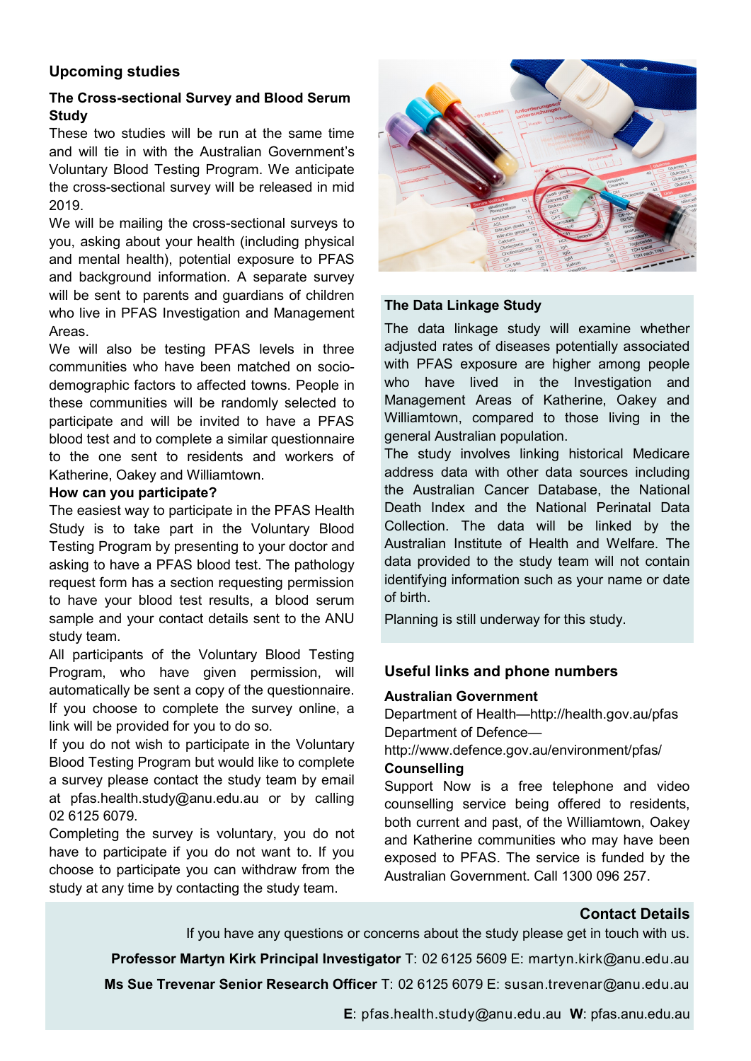## Upcoming studies

### The Cross-sectional Survey and Blood Serum Study

These two studies will be run at the same time and will tie in with the Australian Government's Voluntary Blood Testing Program. We anticipate the cross-sectional survey will be released in mid 2019.

We will be mailing the cross-sectional surveys to you, asking about your health (including physical and mental health), potential exposure to PFAS and background information. A separate survey will be sent to parents and guardians of children who live in PFAS Investigation and Management Areas.

We will also be testing PFAS levels in three communities who have been matched on socio-demographic factors to affected towns. People in these communities will be randomly selected to participate and will be invited to have a PFAS blood test and to complete a similar questionnaire to the one sent to residents and workers of Katherine, Oakey and Williamtown.

**How can you participate?**

The easiest way to participate in the PFAS Health Study is to take part in the Voluntary Blood Testing Program by presenting to your doctor and asking to have a PFAS blood test. The pathology request form has a section requesting permission to have your blood test results, a blood serum sample and your contact details sent to the ANU study team.

All participants of the Voluntary Blood Testing Program, who have given permission, will automatically be sent a copy of the questionnaire. If you choose to complete the survey online, a link will be provided for you to do so.

If you do not wish to participate in the Voluntary Blood Testing Program but would like to complete a survey please contact the study team by email at pfas.health.study@anu.edu.au or by calling 02 6125 6079.

Completing the survey is voluntary, you do not have to participate if you do not want to. If you choose to participate you can withdraw from the study at any time by contacting the study team.

### The Data Linkage Study

The data linkage study will examine whether adjusted rates of diseases potentially associated with PFAS exposure are higher among people who have lived in the Investigation and Management Areas of Katherine, Oakey and Williamtown, compared to those living in the general Australian population.

The study involves linking historical Medicare address data with other data sources including the Australian Cancer Database, the National Death Index and the National Perinatal Data Collection. The data will be linked by the Australian Institute of Health and Welfare. The data provided to the study team will not contain identifying information such as your name or date of birth.

Planning is still underway for this study.

## Useful links and phone numbers

**Australian Government**

Department of Health—http://health.gov.au/pfas

Department of Defence—
http://www.defence.gov.au/environment/pfas/

**Counselling**

Support Now is a free telephone and video counselling service being offered to residents, both current and past, of the Williamtown, Oakey and Katherine communities who may have been exposed to PFAS. The service is funded by the Australian Government. Call 1300 096 257.

## Contact Details

If you have any questions or concerns about the study please get in touch with us.

**Professor Martyn Kirk Principal Investigator** T: 02 6125 5609 E: martyn.kirk@anu.edu.au

**Ms Sue Trevenar Senior Research Officer** T: 02 6125 6079 E: susan.trevenar@anu.edu.au

**E**: pfas.health.study@anu.edu.au **W**: pfas.anu.edu.au